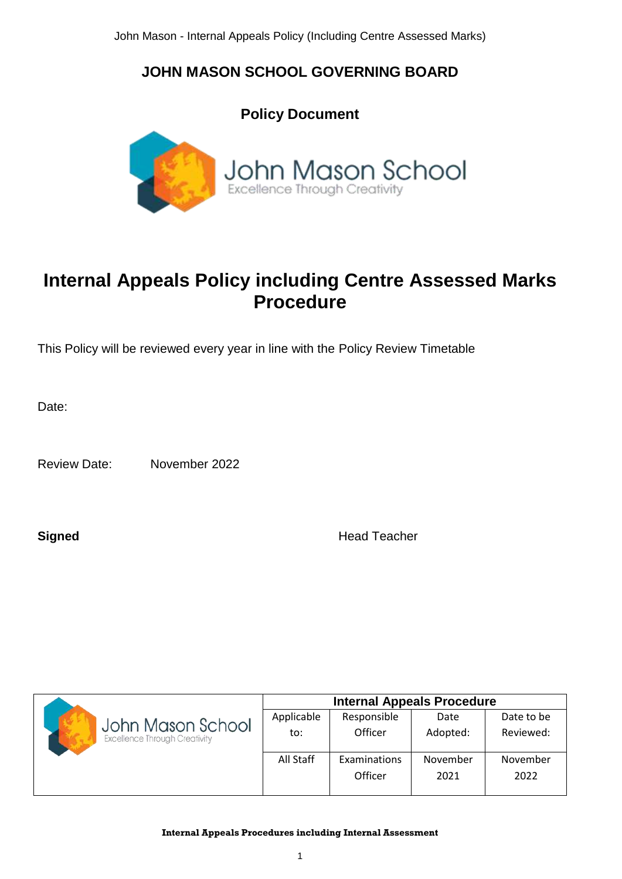**JOHN MASON SCHOOL GOVERNING BOARD**

**Policy Document**

John Mason School
Excellence Through Creativity

# Internal Appeals Policy including Centre Assessed Marks Procedure

This Policy will be reviewed every year in line with the Policy Review Timetable

Date:

Review Date: November 2022

**Signed** Head Teacher

| John Mason School Excellence Through Creativity | Internal Appeals Procedure | | | |
|---|---|---|---|---|
| | Applicable to: | Responsible Officer | Date Adopted: | Date to be Reviewed: |
| | All Staff | Examinations Officer | November 2021 | November 2022 |

**Internal Appeals Procedures including Internal Assessment**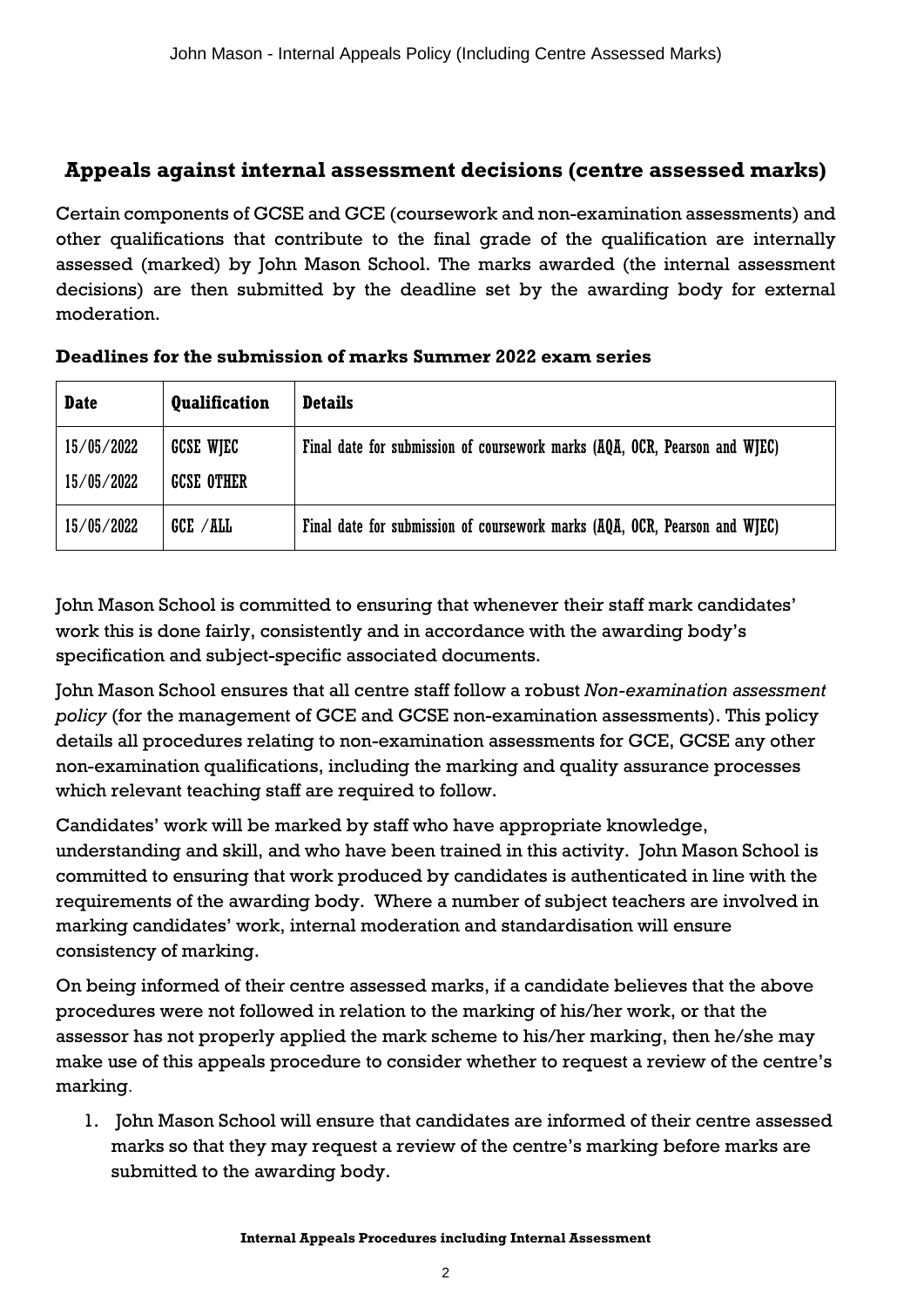## Appeals against internal assessment decisions (centre assessed marks)

Certain components of GCSE and GCE (coursework and non-examination assessments) and other qualifications that contribute to the final grade of the qualification are internally assessed (marked) by John Mason School. The marks awarded (the internal assessment decisions) are then submitted by the deadline set by the awarding body for external moderation.

**Deadlines for the submission of marks Summer 2022 exam series**

| Date | Qualification | Details |
|---|---|---|
| 15/05/2022<br>15/05/2022 | GCSE WJEC<br>GCSE OTHER | Final date for submission of coursework marks (AQA, OCR, Pearson and WJEC) |
| 15/05/2022 | GCE /ALL | Final date for submission of coursework marks (AQA, OCR, Pearson and WJEC) |

John Mason School is committed to ensuring that whenever their staff mark candidates' work this is done fairly, consistently and in accordance with the awarding body's specification and subject-specific associated documents.

John Mason School ensures that all centre staff follow a robust *Non-examination assessment policy* (for the management of GCE and GCSE non-examination assessments). This policy details all procedures relating to non-examination assessments for GCE, GCSE any other non-examination qualifications, including the marking and quality assurance processes which relevant teaching staff are required to follow.

Candidates' work will be marked by staff who have appropriate knowledge, understanding and skill, and who have been trained in this activity. John Mason School is committed to ensuring that work produced by candidates is authenticated in line with the requirements of the awarding body. Where a number of subject teachers are involved in marking candidates' work, internal moderation and standardisation will ensure consistency of marking.

On being informed of their centre assessed marks, if a candidate believes that the above procedures were not followed in relation to the marking of his/her work, or that the assessor has not properly applied the mark scheme to his/her marking, then he/she may make use of this appeals procedure to consider whether to request a review of the centre's marking.

1. John Mason School will ensure that candidates are informed of their centre assessed marks so that they may request a review of the centre's marking before marks are submitted to the awarding body.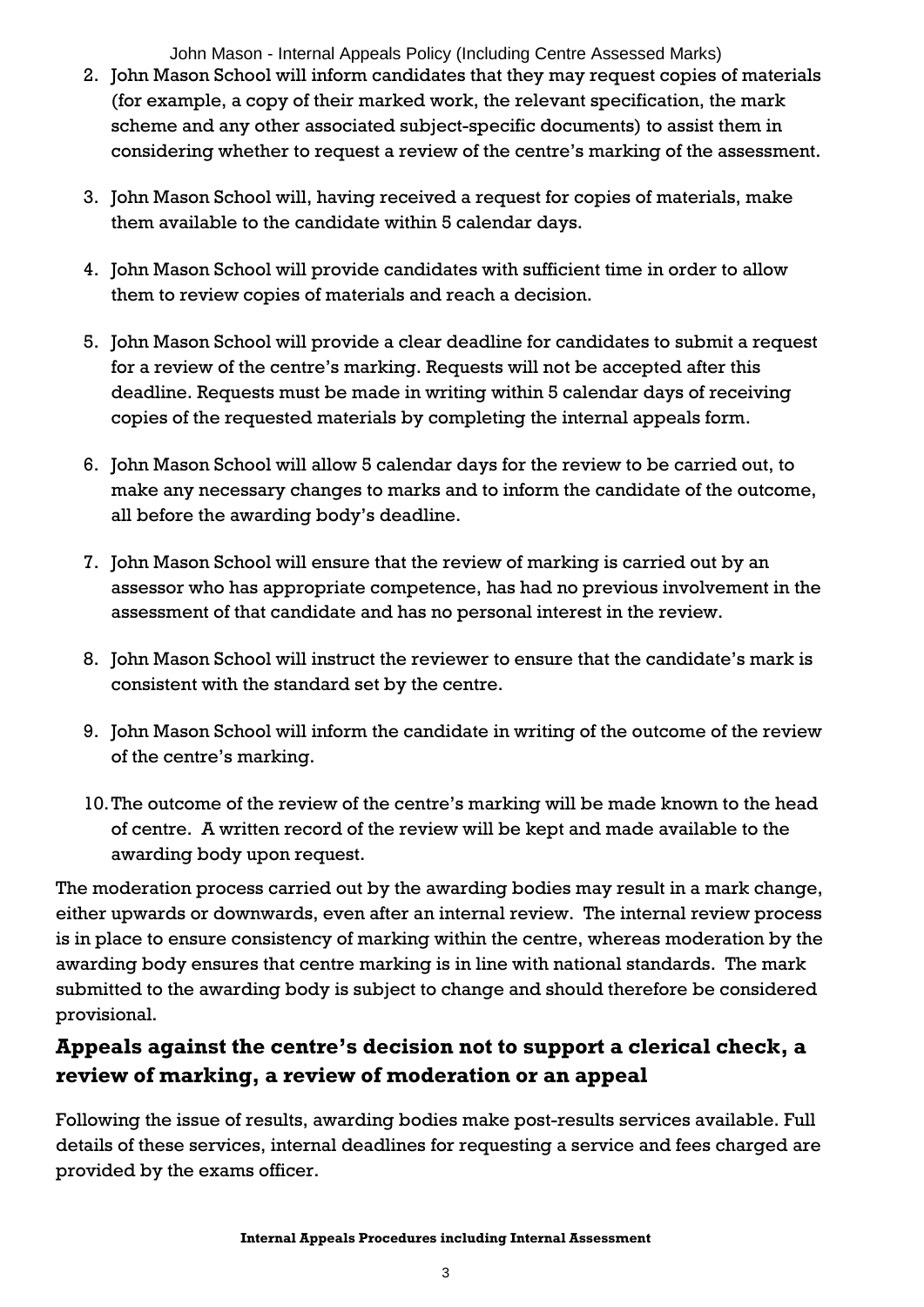2. John Mason School will inform candidates that they may request copies of materials (for example, a copy of their marked work, the relevant specification, the mark scheme and any other associated subject-specific documents) to assist them in considering whether to request a review of the centre's marking of the assessment.

3. John Mason School will, having received a request for copies of materials, make them available to the candidate within 5 calendar days.

4. John Mason School will provide candidates with sufficient time in order to allow them to review copies of materials and reach a decision.

5. John Mason School will provide a clear deadline for candidates to submit a request for a review of the centre's marking. Requests will not be accepted after this deadline. Requests must be made in writing within 5 calendar days of receiving copies of the requested materials by completing the internal appeals form.

6. John Mason School will allow 5 calendar days for the review to be carried out, to make any necessary changes to marks and to inform the candidate of the outcome, all before the awarding body's deadline.

7. John Mason School will ensure that the review of marking is carried out by an assessor who has appropriate competence, has had no previous involvement in the assessment of that candidate and has no personal interest in the review.

8. John Mason School will instruct the reviewer to ensure that the candidate's mark is consistent with the standard set by the centre.

9. John Mason School will inform the candidate in writing of the outcome of the review of the centre's marking.

10. The outcome of the review of the centre's marking will be made known to the head of centre. A written record of the review will be kept and made available to the awarding body upon request.

The moderation process carried out by the awarding bodies may result in a mark change, either upwards or downwards, even after an internal review. The internal review process is in place to ensure consistency of marking within the centre, whereas moderation by the awarding body ensures that centre marking is in line with national standards. The mark submitted to the awarding body is subject to change and should therefore be considered provisional.

## Appeals against the centre's decision not to support a clerical check, a review of marking, a review of moderation or an appeal

Following the issue of results, awarding bodies make post-results services available. Full details of these services, internal deadlines for requesting a service and fees charged are provided by the exams officer.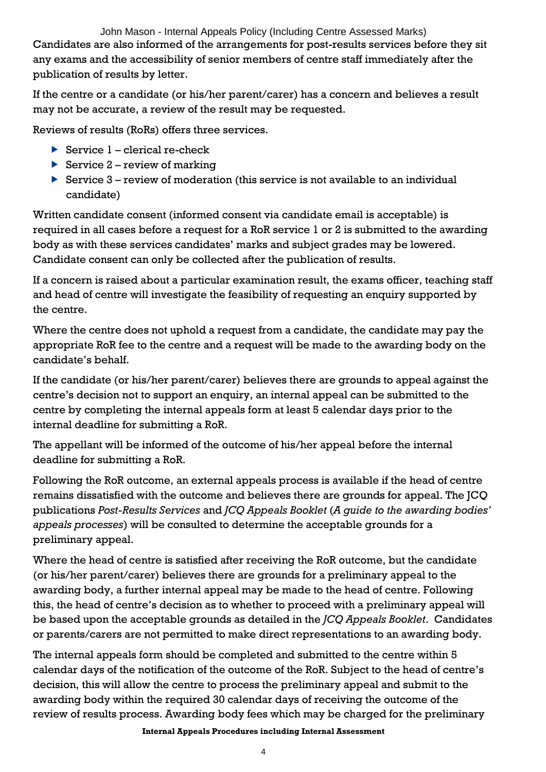Candidates are also informed of the arrangements for post-results services before they sit any exams and the accessibility of senior members of centre staff immediately after the publication of results by letter.

If the centre or a candidate (or his/her parent/carer) has a concern and believes a result may not be accurate, a review of the result may be requested.

Reviews of results (RoRs) offers three services.

- Service 1 – clerical re-check
- Service 2 – review of marking
- Service 3 – review of moderation (this service is not available to an individual candidate)

Written candidate consent (informed consent via candidate email is acceptable) is required in all cases before a request for a RoR service 1 or 2 is submitted to the awarding body as with these services candidates' marks and subject grades may be lowered. Candidate consent can only be collected after the publication of results.

If a concern is raised about a particular examination result, the exams officer, teaching staff and head of centre will investigate the feasibility of requesting an enquiry supported by the centre.

Where the centre does not uphold a request from a candidate, the candidate may pay the appropriate RoR fee to the centre and a request will be made to the awarding body on the candidate's behalf.

If the candidate (or his/her parent/carer) believes there are grounds to appeal against the centre's decision not to support an enquiry, an internal appeal can be submitted to the centre by completing the internal appeals form at least 5 calendar days prior to the internal deadline for submitting a RoR.

The appellant will be informed of the outcome of his/her appeal before the internal deadline for submitting a RoR.

Following the RoR outcome, an external appeals process is available if the head of centre remains dissatisfied with the outcome and believes there are grounds for appeal. The JCQ publications *Post-Results Services* and *JCQ Appeals Booklet* (*A guide to the awarding bodies' appeals processes*) will be consulted to determine the acceptable grounds for a preliminary appeal.

Where the head of centre is satisfied after receiving the RoR outcome, but the candidate (or his/her parent/carer) believes there are grounds for a preliminary appeal to the awarding body, a further internal appeal may be made to the head of centre. Following this, the head of centre's decision as to whether to proceed with a preliminary appeal will be based upon the acceptable grounds as detailed in the *JCQ Appeals Booklet*. Candidates or parents/carers are not permitted to make direct representations to an awarding body.

The internal appeals form should be completed and submitted to the centre within 5 calendar days of the notification of the outcome of the RoR. Subject to the head of centre's decision, this will allow the centre to process the preliminary appeal and submit to the awarding body within the required 30 calendar days of receiving the outcome of the review of results process. Awarding body fees which may be charged for the preliminary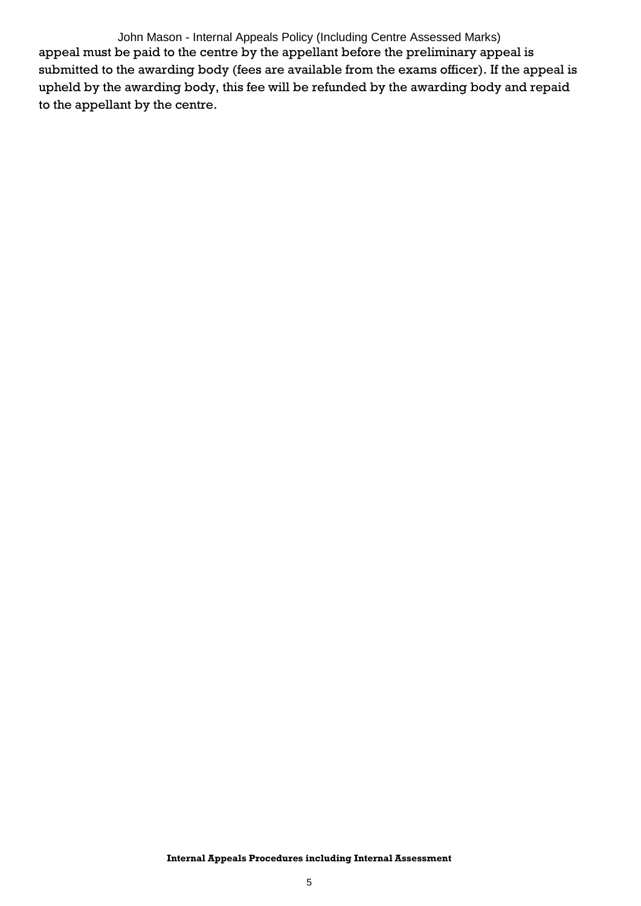appeal must be paid to the centre by the appellant before the preliminary appeal is submitted to the awarding body (fees are available from the exams officer). If the appeal is upheld by the awarding body, this fee will be refunded by the awarding body and repaid to the appellant by the centre.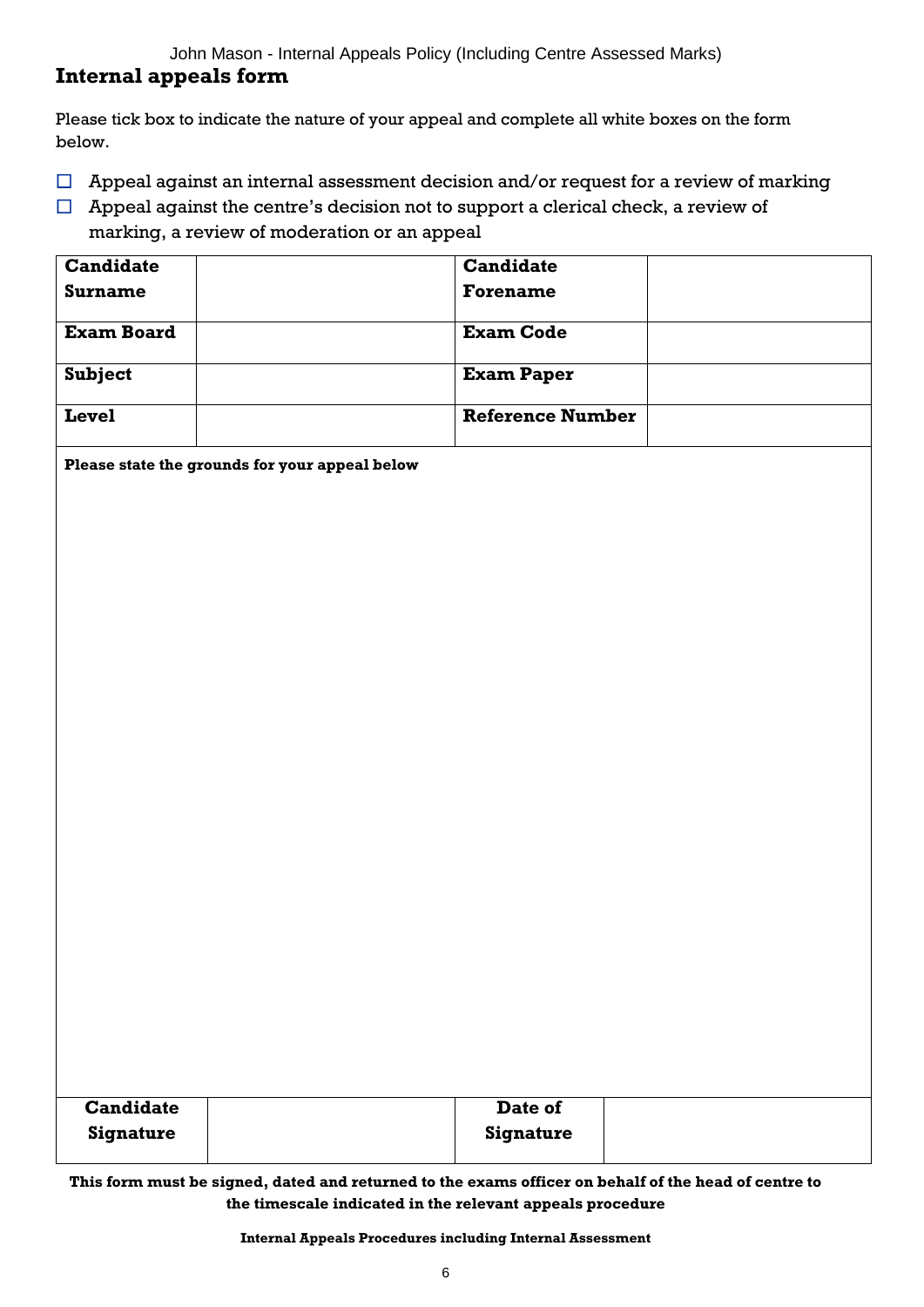## Internal appeals form

Please tick box to indicate the nature of your appeal and complete all white boxes on the form below.

- ☐ Appeal against an internal assessment decision and/or request for a review of marking
- ☐ Appeal against the centre's decision not to support a clerical check, a review of marking, a review of moderation or an appeal

| **Candidate Surname** | | **Candidate Forename** | |
|---|---|---|---|
| **Exam Board** | | **Exam Code** | |
| **Subject** | | **Exam Paper** | |
| **Level** | | **Reference Number** | |

**Please state the grounds for your appeal below**

| **Candidate Signature** | | **Date of Signature** | |
|---|---|---|---|

**This form must be signed, dated and returned to the exams officer on behalf of the head of centre to the timescale indicated in the relevant appeals procedure**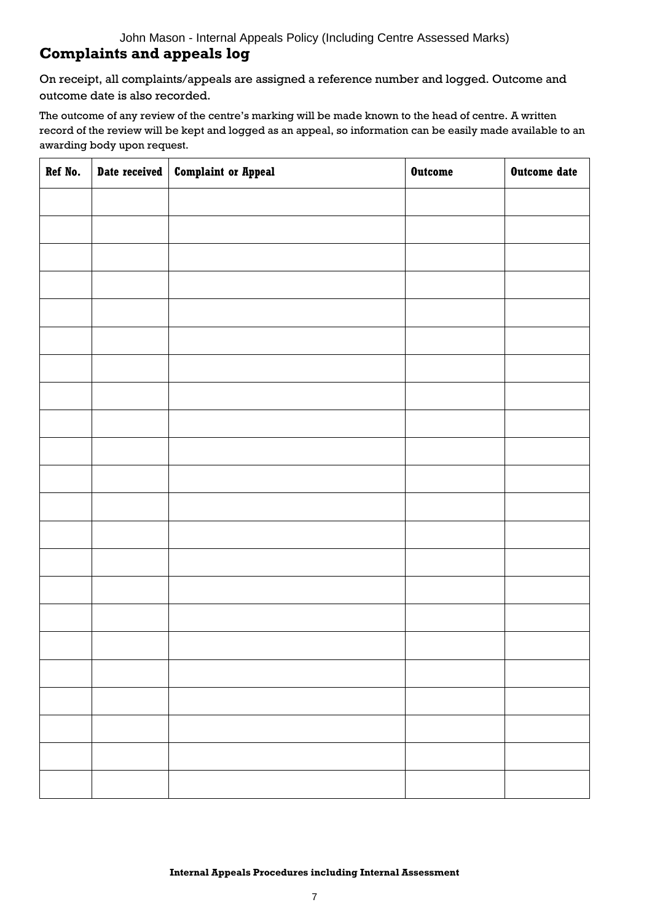## Complaints and appeals log

On receipt, all complaints/appeals are assigned a reference number and logged. Outcome and outcome date is also recorded.

The outcome of any review of the centre's marking will be made known to the head of centre. A written record of the review will be kept and logged as an appeal, so information can be easily made available to an awarding body upon request.

| Ref No. | Date received | Complaint or Appeal | Outcome | Outcome date |
|---|---|---|---|---|
| | | | | |
| | | | | |
| | | | | |
| | | | | |
| | | | | |
| | | | | |
| | | | | |
| | | | | |
| | | | | |
| | | | | |
| | | | | |
| | | | | |
| | | | | |
| | | | | |
| | | | | |
| | | | | |
| | | | | |
| | | | | |
| | | | | |
| | | | | |
| | | | | |
| | | | | |
| | | | | |